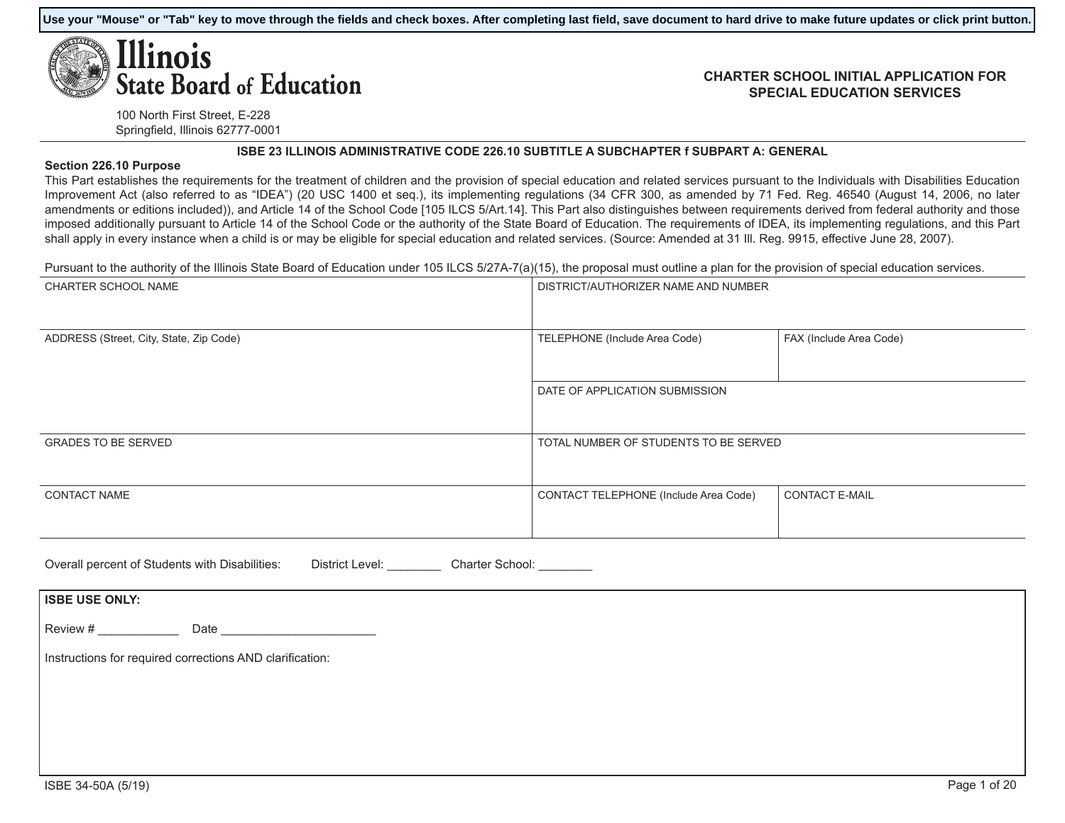Use your "Mouse" or "Tab" key to move through the fields and check boxes. After completing last field, save document to hard drive to make future updates or click print button.

# Illinois State Board of Education

100 North First Street, E-228
Springfield, Illinois 62777-0001

## CHARTER SCHOOL INITIAL APPLICATION FOR SPECIAL EDUCATION SERVICES

### ISBE 23 ILLINOIS ADMINISTRATIVE CODE 226.10 SUBTITLE A SUBCHAPTER f SUBPART A: GENERAL

**Section 226.10 Purpose**

This Part establishes the requirements for the treatment of children and the provision of special education and related services pursuant to the Individuals with Disabilities Education Improvement Act (also referred to as "IDEA") (20 USC 1400 et seq.), its implementing regulations (34 CFR 300, as amended by 71 Fed. Reg. 46540 (August 14, 2006, no later amendments or editions included)), and Article 14 of the School Code [105 ILCS 5/Art.14]. This Part also distinguishes between requirements derived from federal authority and those imposed additionally pursuant to Article 14 of the School Code or the authority of the State Board of Education. The requirements of IDEA, its implementing regulations, and this Part shall apply in every instance when a child is or may be eligible for special education and related services. (Source: Amended at 31 Ill. Reg. 9915, effective June 28, 2007).

Pursuant to the authority of the Illinois State Board of Education under 105 ILCS 5/27A-7(a)(15), the proposal must outline a plan for the provision of special education services.

| CHARTER SCHOOL NAME | DISTRICT/AUTHORIZER NAME AND NUMBER | |
|---|---|---|
| ADDRESS (Street, City, State, Zip Code) | TELEPHONE (Include Area Code) | FAX (Include Area Code) |
| | DATE OF APPLICATION SUBMISSION | |
| GRADES TO BE SERVED | TOTAL NUMBER OF STUDENTS TO BE SERVED | |
| CONTACT NAME | CONTACT TELEPHONE (Include Area Code) | CONTACT E-MAIL |

Overall percent of Students with Disabilities: District Level: ________ Charter School: ________

**ISBE USE ONLY:**

Review # ____________ Date ________________________

Instructions for required corrections AND clarification:

ISBE 34-50A (5/19)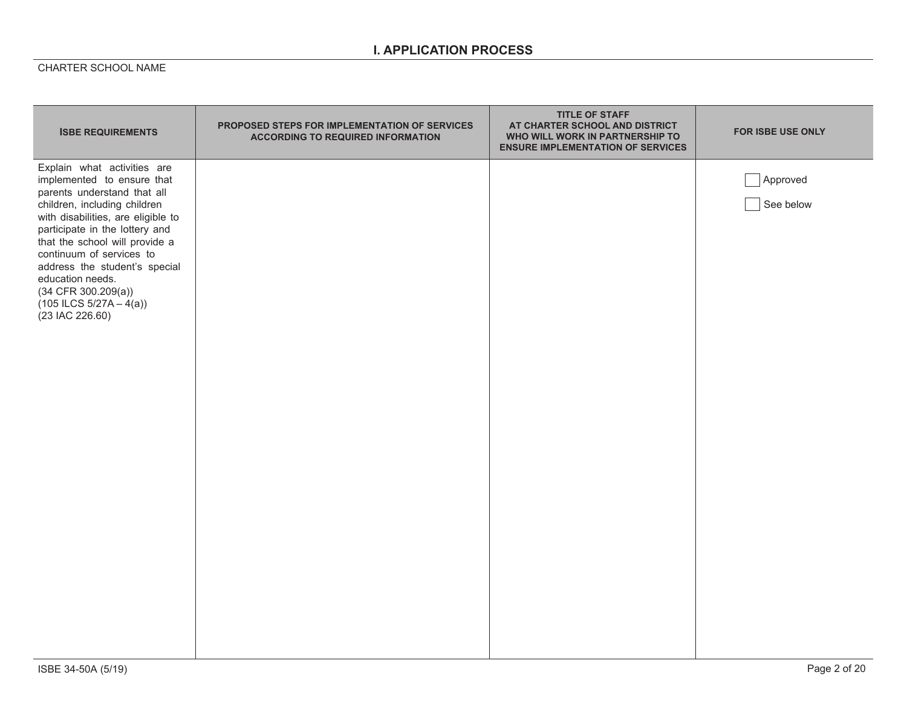## I. APPLICATION PROCESS

CHARTER SCHOOL NAME

| ISBE REQUIREMENTS | PROPOSED STEPS FOR IMPLEMENTATION OF SERVICES ACCORDING TO REQUIRED INFORMATION | TITLE OF STAFF AT CHARTER SCHOOL AND DISTRICT WHO WILL WORK IN PARTNERSHIP TO ENSURE IMPLEMENTATION OF SERVICES | FOR ISBE USE ONLY |
|---|---|---|---|
| Explain what activities are implemented to ensure that parents understand that all children, including children with disabilities, are eligible to participate in the lottery and that the school will provide a continuum of services to address the student's special education needs. (34 CFR 300.209(a)) (105 ILCS 5/27A – 4(a)) (23 IAC 226.60) | | | ☐ Approved<br>☐ See below |

ISBE 34-50A (5/19)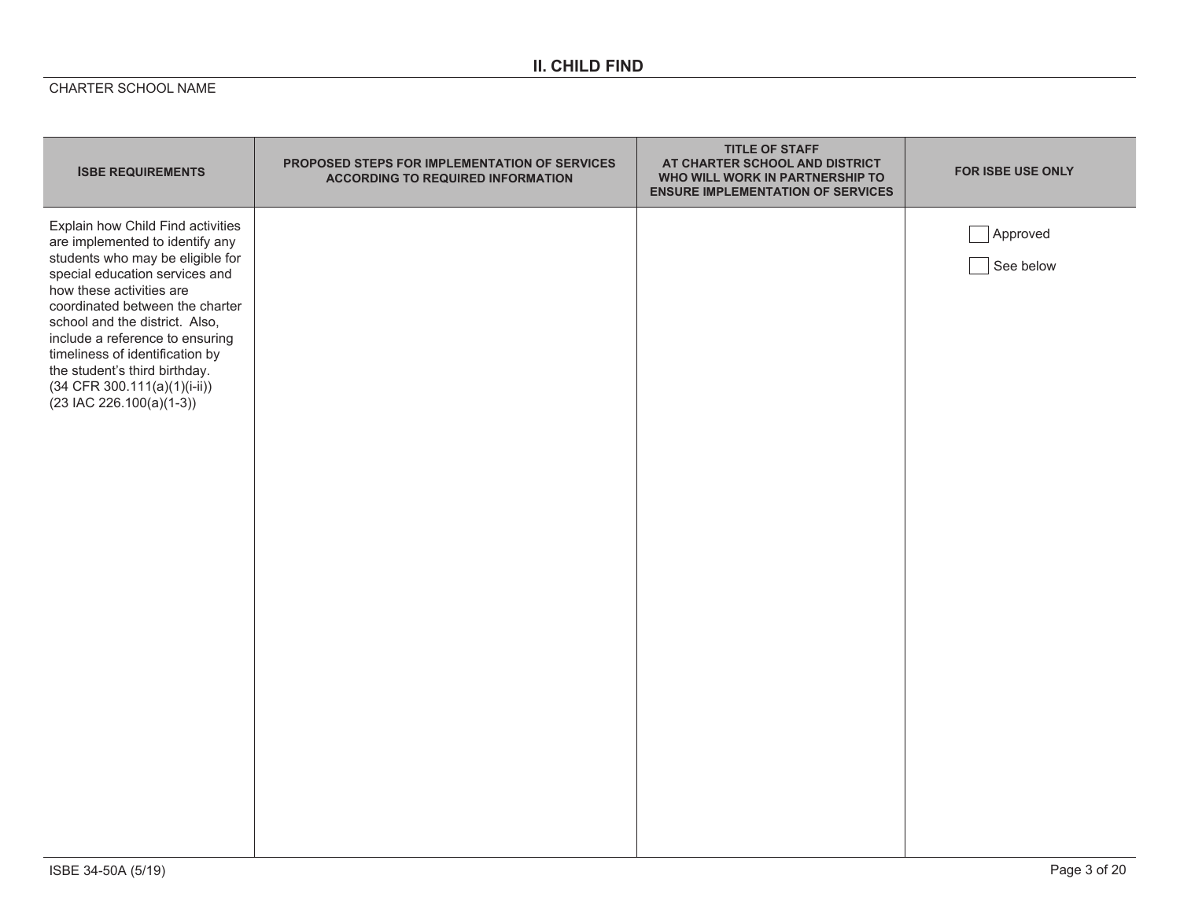## II. CHILD FIND

CHARTER SCHOOL NAME

| ISBE REQUIREMENTS | PROPOSED STEPS FOR IMPLEMENTATION OF SERVICES ACCORDING TO REQUIRED INFORMATION | TITLE OF STAFF AT CHARTER SCHOOL AND DISTRICT WHO WILL WORK IN PARTNERSHIP TO ENSURE IMPLEMENTATION OF SERVICES | FOR ISBE USE ONLY |
|---|---|---|---|
| Explain how Child Find activities are implemented to identify any students who may be eligible for special education services and how these activities are coordinated between the charter school and the district. Also, include a reference to ensuring timeliness of identification by the student's third birthday. (34 CFR 300.111(a)(1)(i-ii)) (23 IAC 226.100(a)(1-3)) | | | ☐ Approved<br>☐ See below |

ISBE 34-50A (5/19)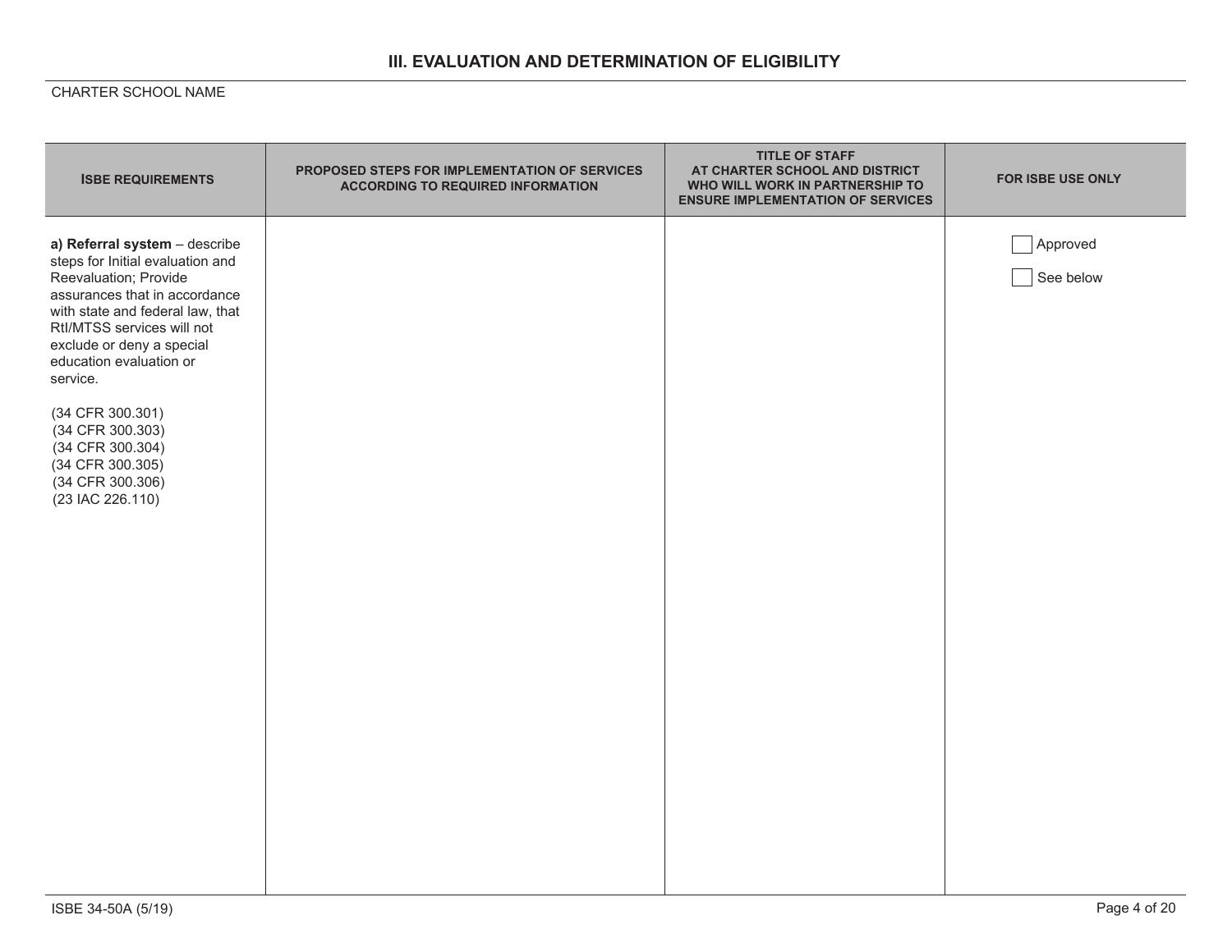## III. EVALUATION AND DETERMINATION OF ELIGIBILITY

CHARTER SCHOOL NAME

| ISBE REQUIREMENTS | PROPOSED STEPS FOR IMPLEMENTATION OF SERVICES ACCORDING TO REQUIRED INFORMATION | TITLE OF STAFF AT CHARTER SCHOOL AND DISTRICT WHO WILL WORK IN PARTNERSHIP TO ENSURE IMPLEMENTATION OF SERVICES | FOR ISBE USE ONLY |
|---|---|---|---|
| **a) Referral system** – describe steps for Initial evaluation and Reevaluation; Provide assurances that in accordance with state and federal law, that RtI/MTSS services will not exclude or deny a special education evaluation or service.<br><br>(34 CFR 300.301)<br>(34 CFR 300.303)<br>(34 CFR 300.304)<br>(34 CFR 300.305)<br>(34 CFR 300.306)<br>(23 IAC 226.110) | | | ☐ Approved<br><br>☐ See below |

ISBE 34-50A (5/19)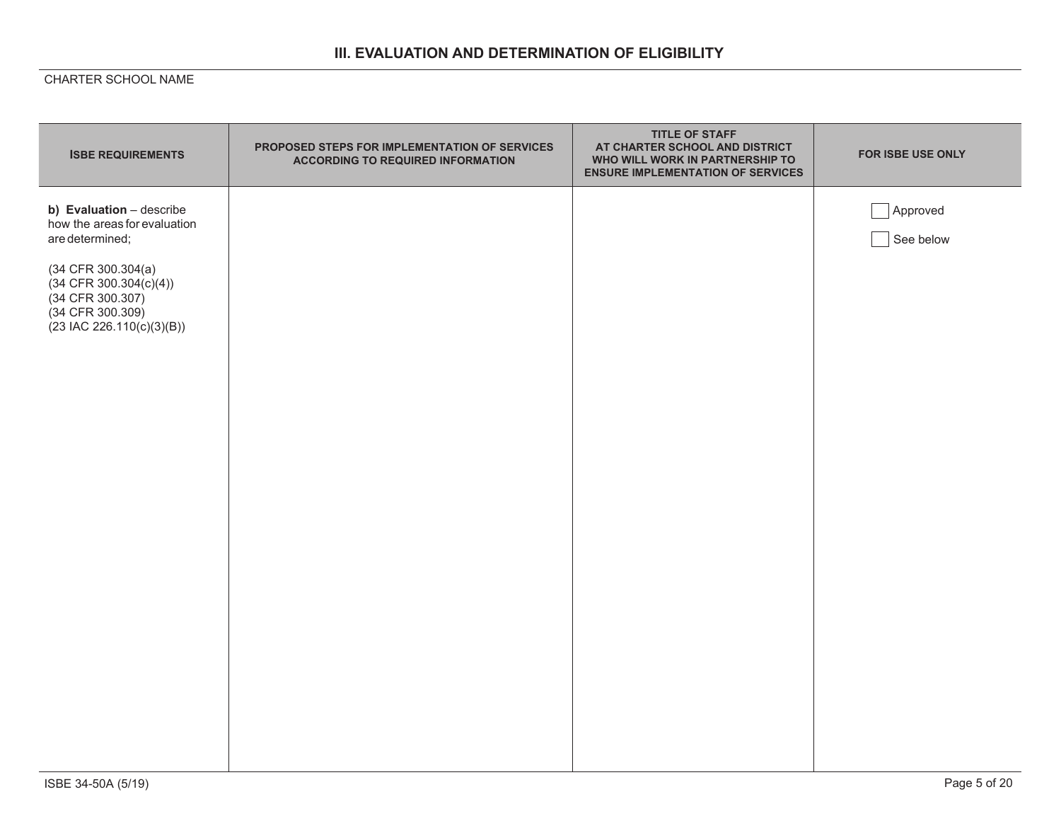### III. EVALUATION AND DETERMINATION OF ELIGIBILITY

CHARTER SCHOOL NAME

| ISBE REQUIREMENTS | PROPOSED STEPS FOR IMPLEMENTATION OF SERVICES ACCORDING TO REQUIRED INFORMATION | TITLE OF STAFF AT CHARTER SCHOOL AND DISTRICT WHO WILL WORK IN PARTNERSHIP TO ENSURE IMPLEMENTATION OF SERVICES | FOR ISBE USE ONLY |
|---|---|---|---|
| **b) Evaluation** – describe how the areas for evaluation are determined;<br><br>(34 CFR 300.304(a)<br>(34 CFR 300.304(c)(4))<br>(34 CFR 300.307)<br>(34 CFR 300.309)<br>(23 IAC 226.110(c)(3)(B)) | | | ☐ Approved<br>☐ See below |

ISBE 34-50A (5/19)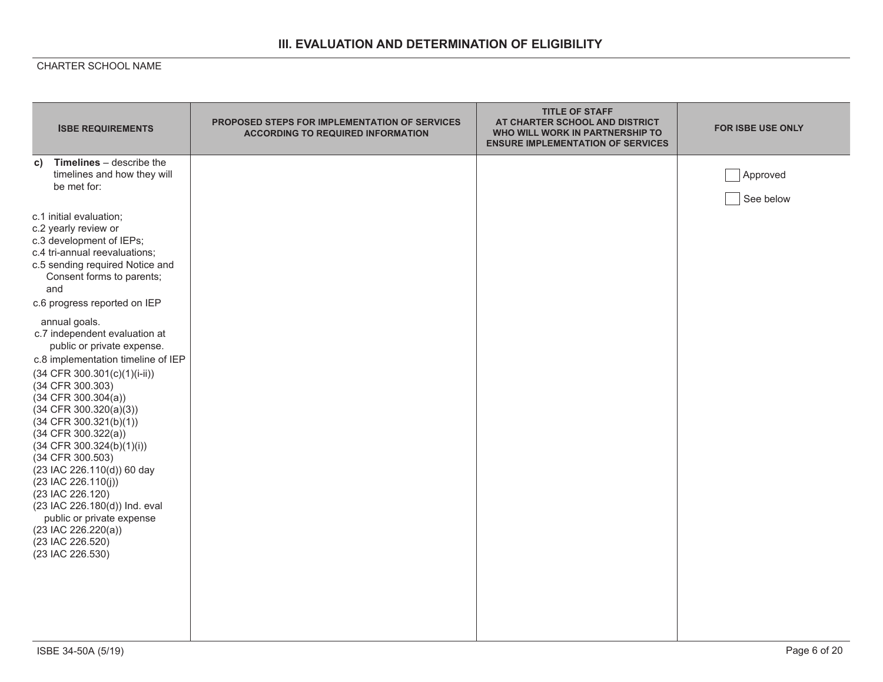## III. EVALUATION AND DETERMINATION OF ELIGIBILITY

CHARTER SCHOOL NAME

| ISBE REQUIREMENTS | PROPOSED STEPS FOR IMPLEMENTATION OF SERVICES ACCORDING TO REQUIRED INFORMATION | TITLE OF STAFF AT CHARTER SCHOOL AND DISTRICT WHO WILL WORK IN PARTNERSHIP TO ENSURE IMPLEMENTATION OF SERVICES | FOR ISBE USE ONLY |
|---|---|---|---|
| **c) Timelines** – describe the timelines and how they will be met for:<br><br>c.1 initial evaluation;<br>c.2 yearly review or<br>c.3 development of IEPs;<br>c.4 tri-annual reevaluations;<br>c.5 sending required Notice and Consent forms to parents; and<br>c.6 progress reported on IEP annual goals.<br>c.7 independent evaluation at public or private expense.<br>c.8 implementation timeline of IEP<br>(34 CFR 300.301(c)(1)(i-ii))<br>(34 CFR 300.303)<br>(34 CFR 300.304(a))<br>(34 CFR 300.320(a)(3))<br>(34 CFR 300.321(b)(1))<br>(34 CFR 300.322(a))<br>(34 CFR 300.324(b)(1)(i))<br>(34 CFR 300.503)<br>(23 IAC 226.110(d)) 60 day<br>(23 IAC 226.110(j))<br>(23 IAC 226.120)<br>(23 IAC 226.180(d)) Ind. eval public or private expense<br>(23 IAC 226.220(a))<br>(23 IAC 226.520)<br>(23 IAC 226.530) | | | ☐ Approved<br><br>☐ See below |

ISBE 34-50A (5/19)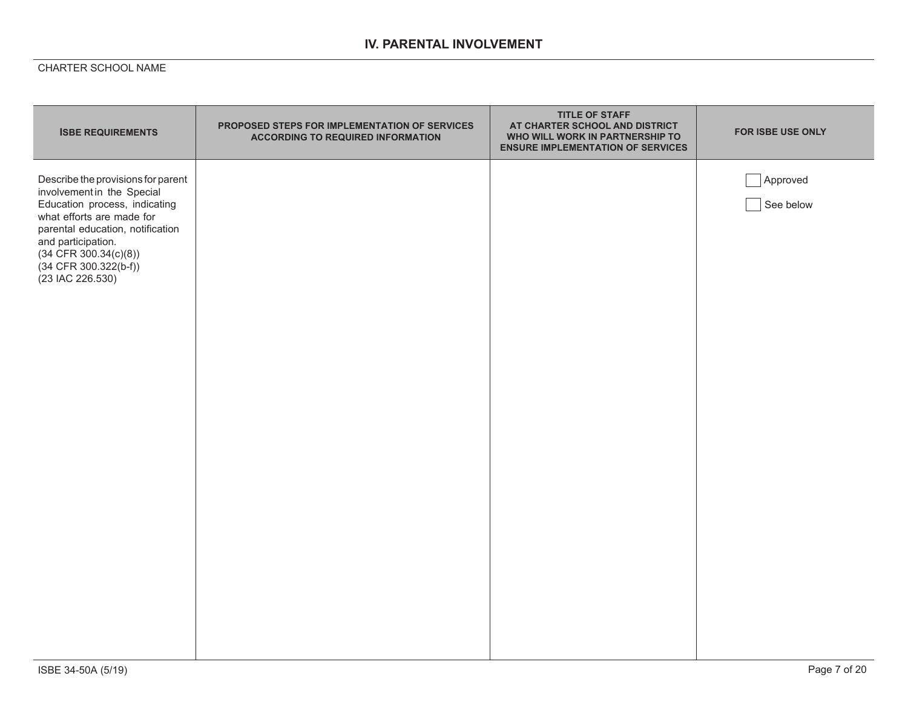## IV. PARENTAL INVOLVEMENT

CHARTER SCHOOL NAME

| ISBE REQUIREMENTS | PROPOSED STEPS FOR IMPLEMENTATION OF SERVICES ACCORDING TO REQUIRED INFORMATION | TITLE OF STAFF AT CHARTER SCHOOL AND DISTRICT WHO WILL WORK IN PARTNERSHIP TO ENSURE IMPLEMENTATION OF SERVICES | FOR ISBE USE ONLY |
|---|---|---|---|
| Describe the provisions for parent involvement in the Special Education process, indicating what efforts are made for parental education, notification and participation. (34 CFR 300.34(c)(8)) (34 CFR 300.322(b-f)) (23 IAC 226.530) | | | ☐ Approved<br>☐ See below |

ISBE 34-50A (5/19)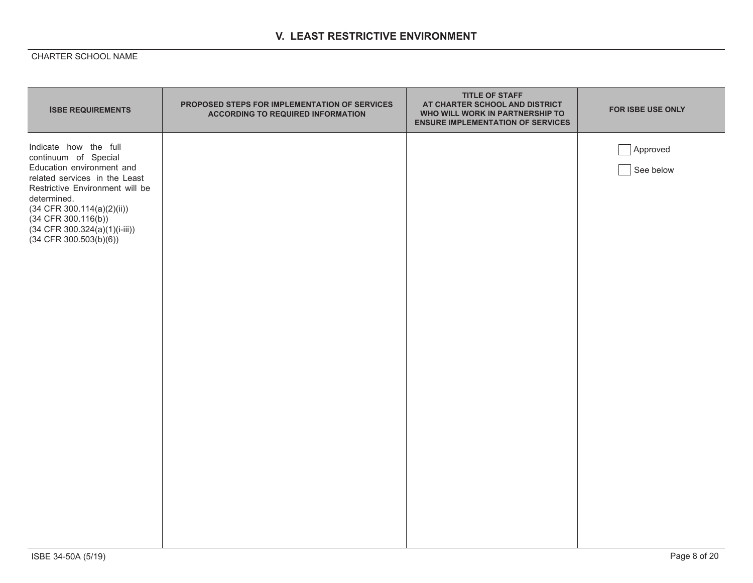## V. LEAST RESTRICTIVE ENVIRONMENT

CHARTER SCHOOL NAME

| ISBE REQUIREMENTS | PROPOSED STEPS FOR IMPLEMENTATION OF SERVICES ACCORDING TO REQUIRED INFORMATION | TITLE OF STAFF AT CHARTER SCHOOL AND DISTRICT WHO WILL WORK IN PARTNERSHIP TO ENSURE IMPLEMENTATION OF SERVICES | FOR ISBE USE ONLY |
|---|---|---|---|
| Indicate how the full continuum of Special Education environment and related services in the Least Restrictive Environment will be determined. (34 CFR 300.114(a)(2)(ii)) (34 CFR 300.116(b)) (34 CFR 300.324(a)(1)(i-iii)) (34 CFR 300.503(b)(6)) | | | ☐ Approved<br>☐ See below |

ISBE 34-50A (5/19)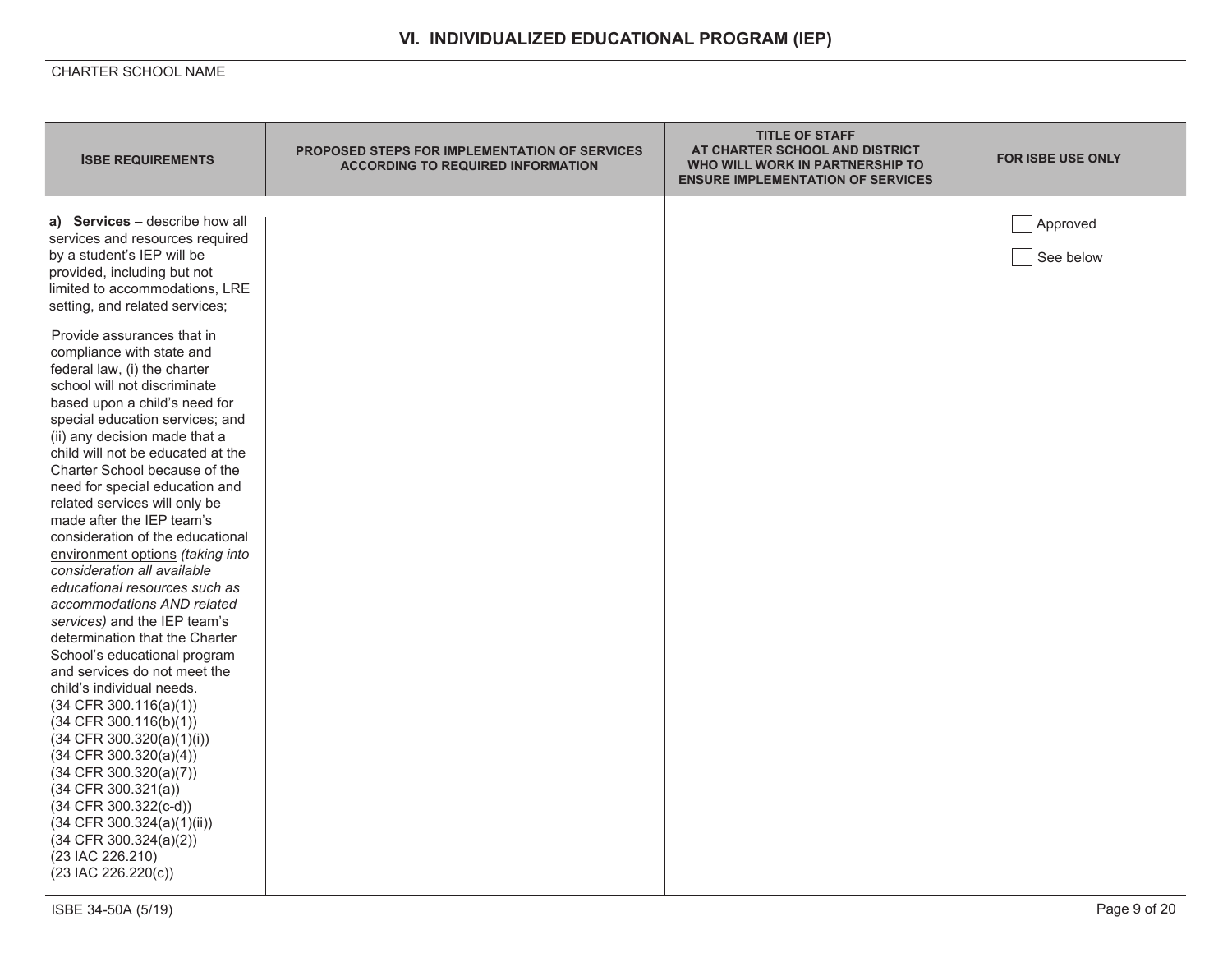## VI. INDIVIDUALIZED EDUCATIONAL PROGRAM (IEP)

CHARTER SCHOOL NAME

| ISBE REQUIREMENTS | PROPOSED STEPS FOR IMPLEMENTATION OF SERVICES ACCORDING TO REQUIRED INFORMATION | TITLE OF STAFF AT CHARTER SCHOOL AND DISTRICT WHO WILL WORK IN PARTNERSHIP TO ENSURE IMPLEMENTATION OF SERVICES | FOR ISBE USE ONLY |
|---|---|---|---|
| **a) Services** – describe how all services and resources required by a student's IEP will be provided, including but not limited to accommodations, LRE setting, and related services;<br><br>Provide assurances that in compliance with state and federal law, (i) the charter school will not discriminate based upon a child's need for special education services; and (ii) any decision made that a child will not be educated at the Charter School because of the need for special education and related services will only be made after the IEP team's consideration of the educational environment options *(taking into consideration all available educational resources such as accommodations AND related services)* and the IEP team's determination that the Charter School's educational program and services do not meet the child's individual needs.<br>(34 CFR 300.116(a)(1))<br>(34 CFR 300.116(b)(1))<br>(34 CFR 300.320(a)(1)(i))<br>(34 CFR 300.320(a)(4))<br>(34 CFR 300.320(a)(7))<br>(34 CFR 300.321(a))<br>(34 CFR 300.322(c-d))<br>(34 CFR 300.324(a)(1)(ii))<br>(34 CFR 300.324(a)(2))<br>(23 IAC 226.210)<br>(23 IAC 226.220(c)) | | | ☐ Approved<br>☐ See below |

ISBE 34-50A (5/19)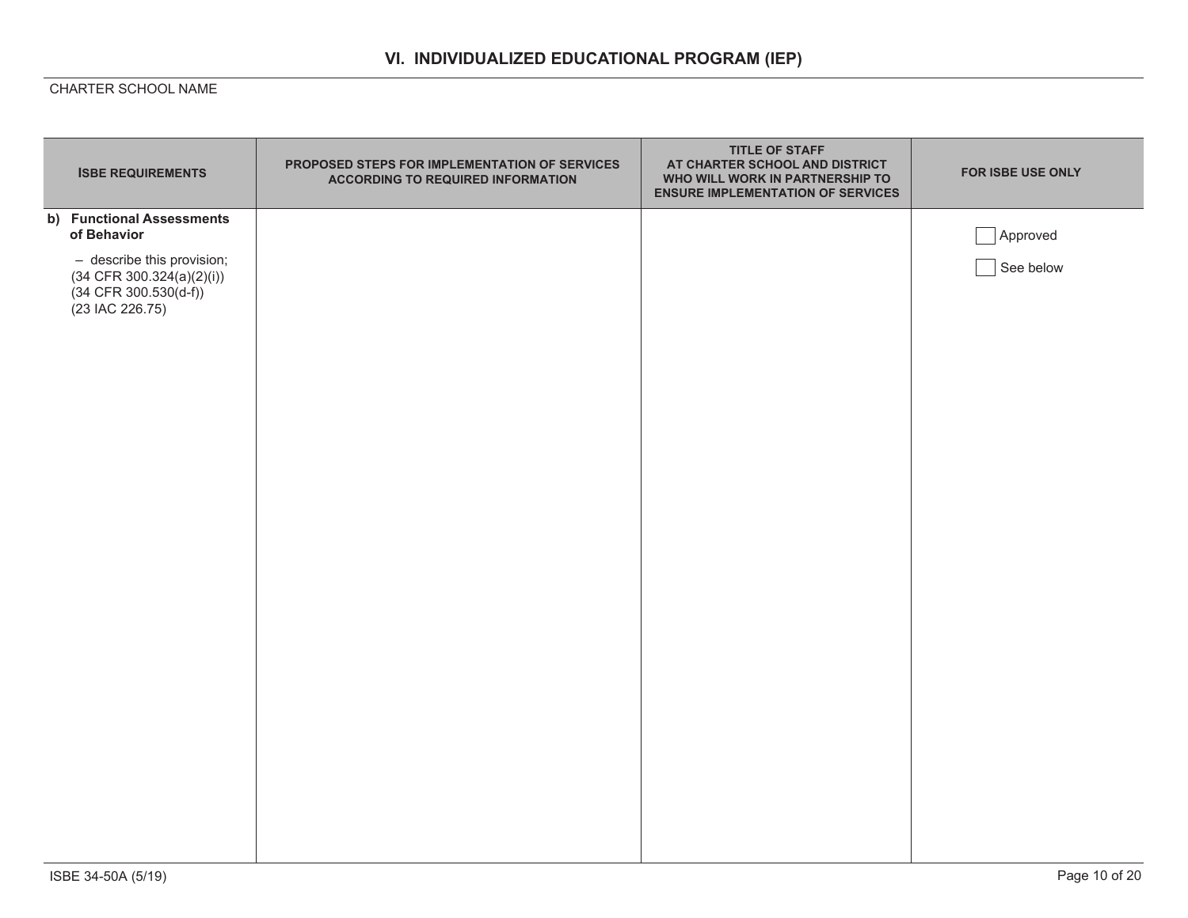## VI. INDIVIDUALIZED EDUCATIONAL PROGRAM (IEP)

CHARTER SCHOOL NAME

| ISBE REQUIREMENTS | PROPOSED STEPS FOR IMPLEMENTATION OF SERVICES ACCORDING TO REQUIRED INFORMATION | TITLE OF STAFF AT CHARTER SCHOOL AND DISTRICT WHO WILL WORK IN PARTNERSHIP TO ENSURE IMPLEMENTATION OF SERVICES | FOR ISBE USE ONLY |
|---|---|---|---|
| **b) Functional Assessments of Behavior**<br><br>– describe this provision; (34 CFR 300.324(a)(2)(i)) (34 CFR 300.530(d-f)) (23 IAC 226.75) | | | ☐ Approved<br><br>☐ See below |

ISBE 34-50A (5/19)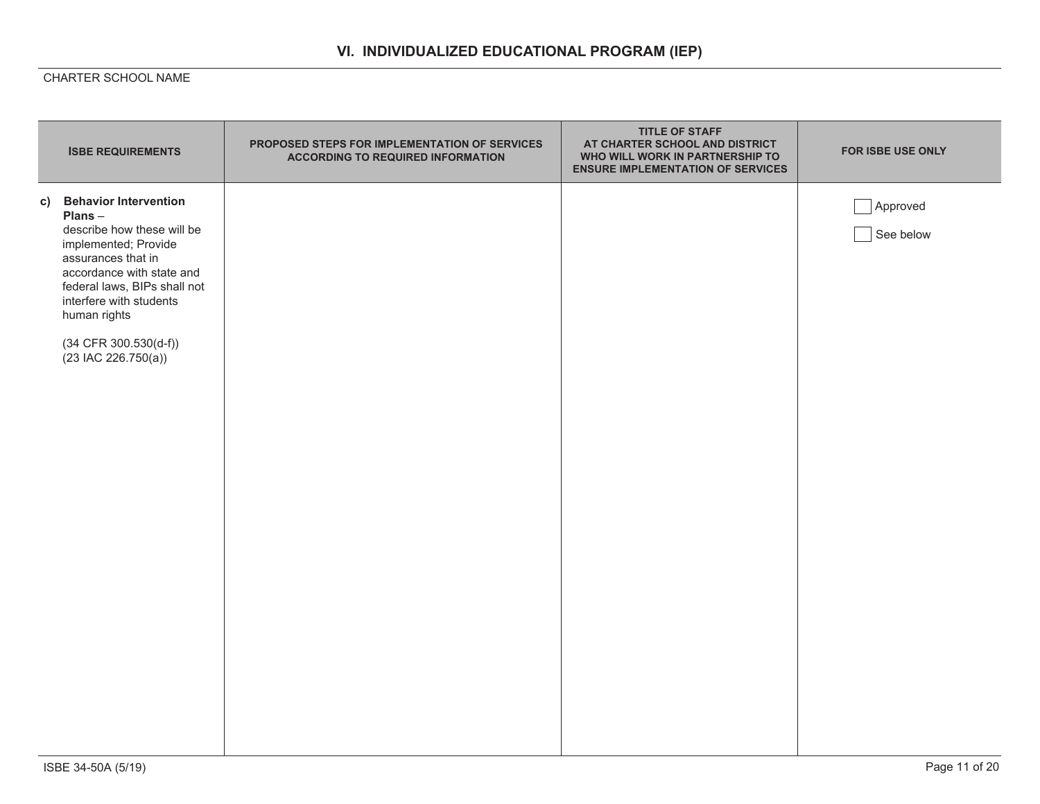## VI. INDIVIDUALIZED EDUCATIONAL PROGRAM (IEP)

CHARTER SCHOOL NAME

| ISBE REQUIREMENTS | PROPOSED STEPS FOR IMPLEMENTATION OF SERVICES ACCORDING TO REQUIRED INFORMATION | TITLE OF STAFF AT CHARTER SCHOOL AND DISTRICT WHO WILL WORK IN PARTNERSHIP TO ENSURE IMPLEMENTATION OF SERVICES | FOR ISBE USE ONLY |
|---|---|---|---|
| **c) Behavior Intervention Plans** – describe how these will be implemented; Provide assurances that in accordance with state and federal laws, BIPs shall not interfere with students human rights<br><br>(34 CFR 300.530(d-f))<br>(23 IAC 226.750(a)) | | | ☐ Approved<br><br>☐ See below |

ISBE 34-50A (5/19)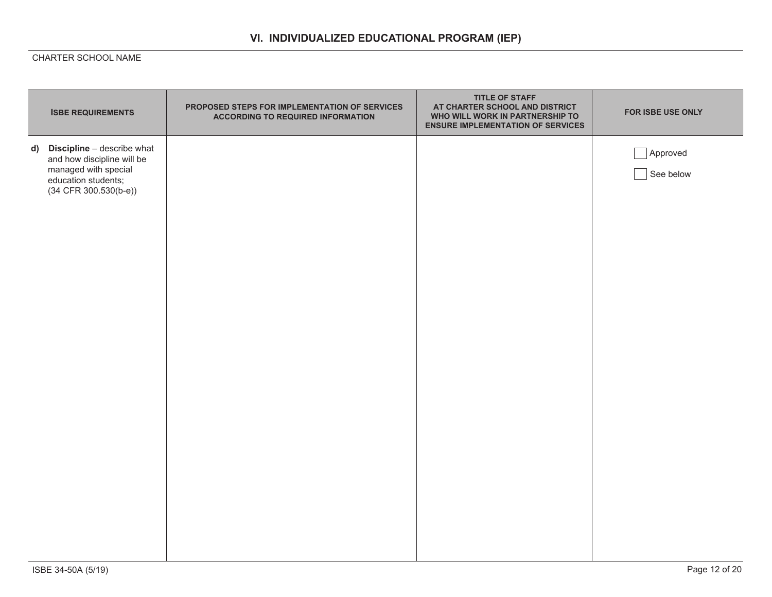## VI. INDIVIDUALIZED EDUCATIONAL PROGRAM (IEP)

CHARTER SCHOOL NAME

| ISBE REQUIREMENTS | PROPOSED STEPS FOR IMPLEMENTATION OF SERVICES ACCORDING TO REQUIRED INFORMATION | TITLE OF STAFF AT CHARTER SCHOOL AND DISTRICT WHO WILL WORK IN PARTNERSHIP TO ENSURE IMPLEMENTATION OF SERVICES | FOR ISBE USE ONLY |
|---|---|---|---|
| **d) Discipline** – describe what and how discipline will be managed with special education students; (34 CFR 300.530(b-e)) | | | ☐ Approved<br>☐ See below |

ISBE 34-50A (5/19)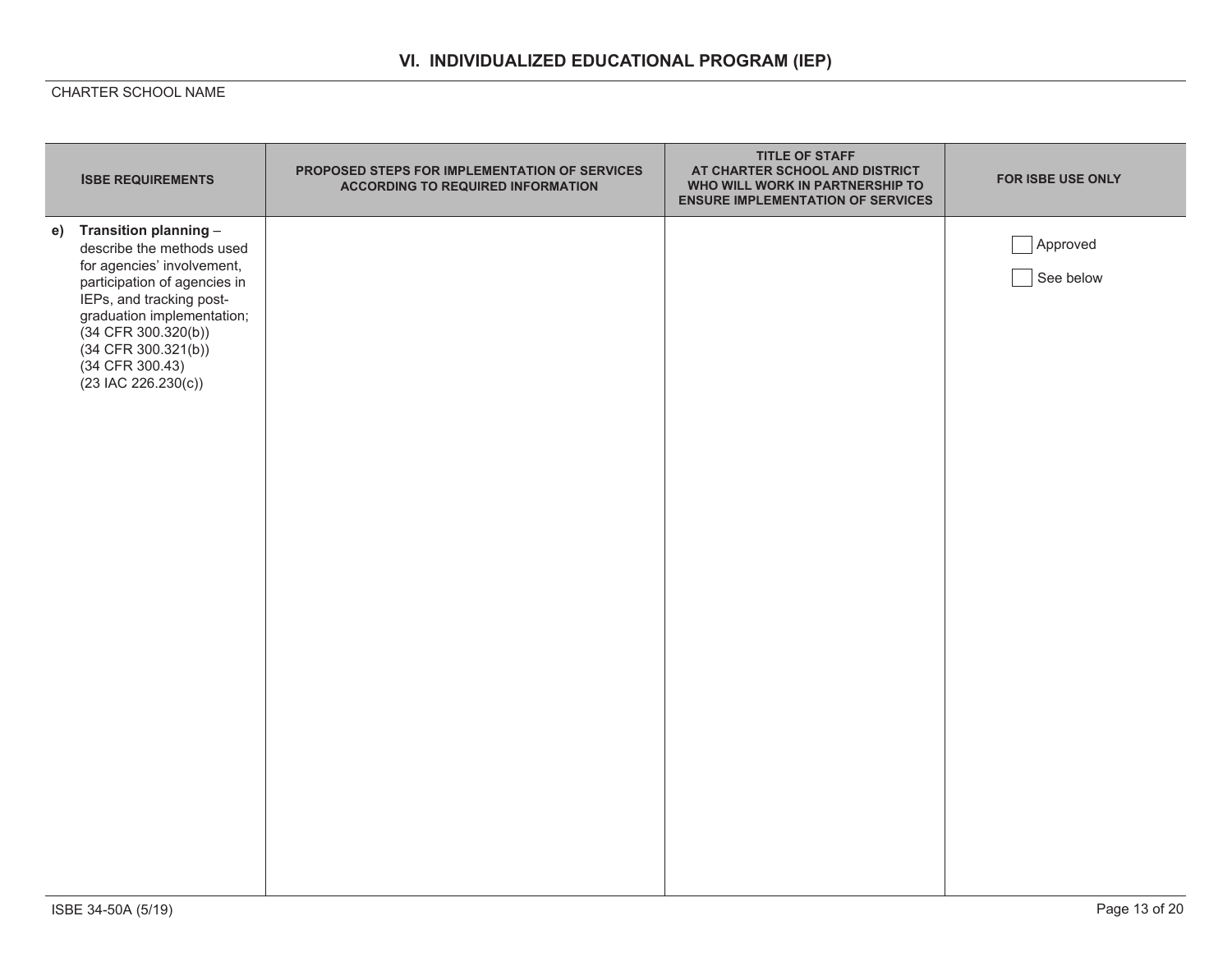# VI. INDIVIDUALIZED EDUCATIONAL PROGRAM (IEP)

CHARTER SCHOOL NAME

| ISBE REQUIREMENTS | PROPOSED STEPS FOR IMPLEMENTATION OF SERVICES ACCORDING TO REQUIRED INFORMATION | TITLE OF STAFF AT CHARTER SCHOOL AND DISTRICT WHO WILL WORK IN PARTNERSHIP TO ENSURE IMPLEMENTATION OF SERVICES | FOR ISBE USE ONLY |
|---|---|---|---|
| **e) Transition planning** – describe the methods used for agencies' involvement, participation of agencies in IEPs, and tracking post-graduation implementation; (34 CFR 300.320(b)) (34 CFR 300.321(b)) (34 CFR 300.43) (23 IAC 226.230(c)) | | | ☐ Approved<br>☐ See below |

ISBE 34-50A (5/19)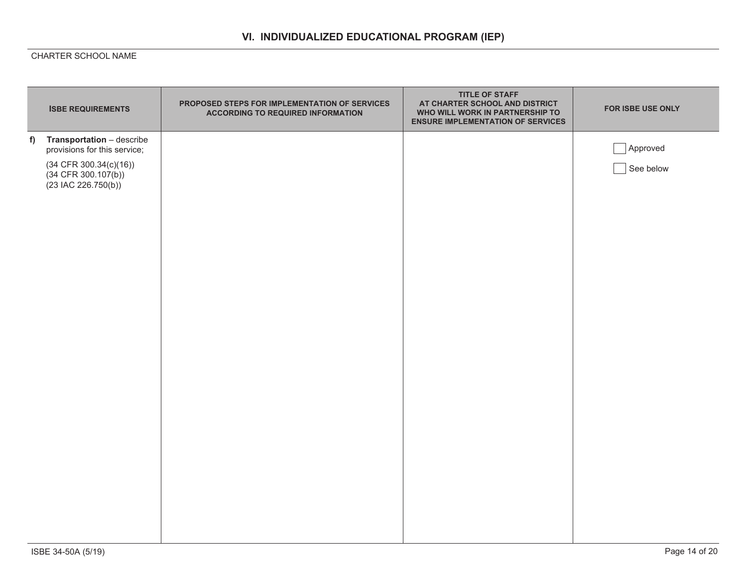## VI. INDIVIDUALIZED EDUCATIONAL PROGRAM (IEP)

CHARTER SCHOOL NAME

| ISBE REQUIREMENTS | PROPOSED STEPS FOR IMPLEMENTATION OF SERVICES ACCORDING TO REQUIRED INFORMATION | TITLE OF STAFF AT CHARTER SCHOOL AND DISTRICT WHO WILL WORK IN PARTNERSHIP TO ENSURE IMPLEMENTATION OF SERVICES | FOR ISBE USE ONLY |
|---|---|---|---|
| f) **Transportation** – describe provisions for this service;<br>(34 CFR 300.34(c)(16))<br>(34 CFR 300.107(b))<br>(23 IAC 226.750(b)) | | | ☐ Approved<br>☐ See below |

ISBE 34-50A (5/19)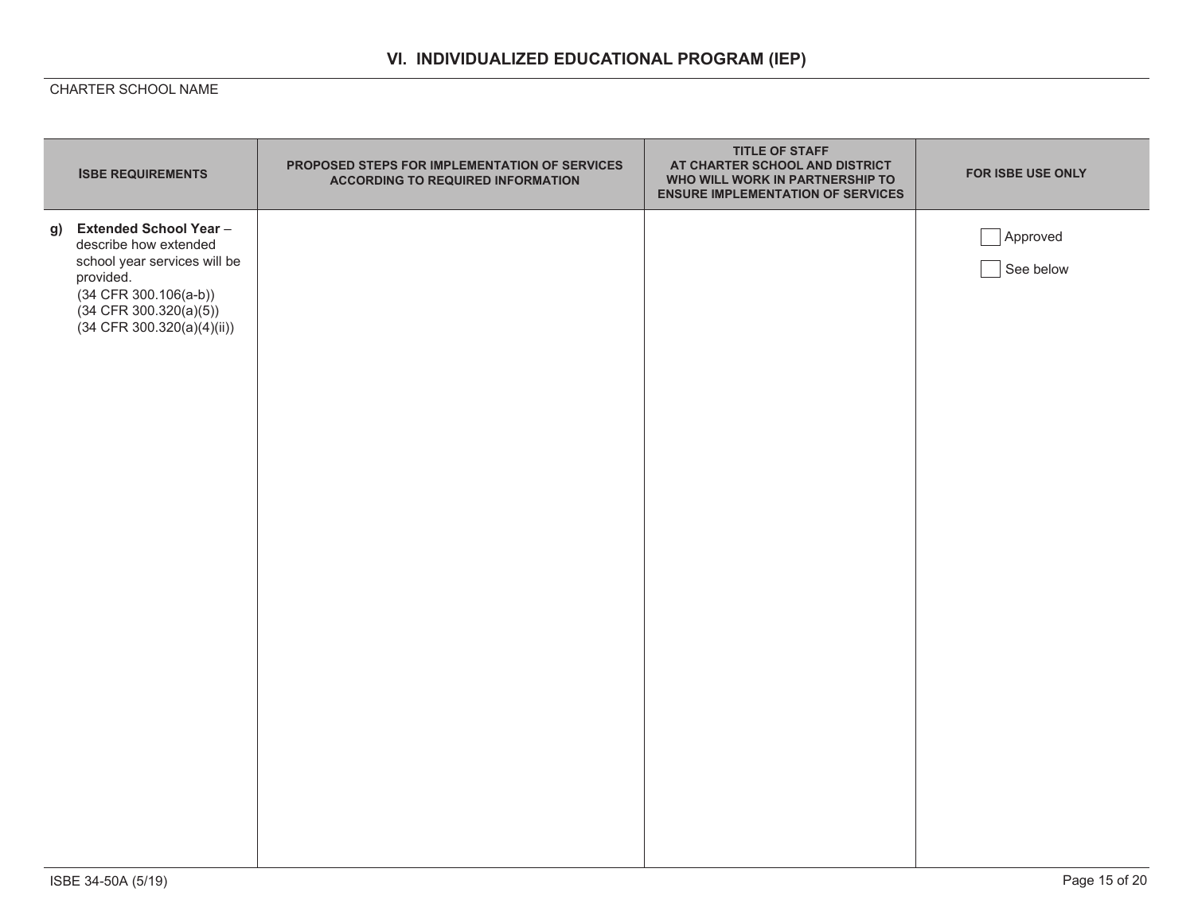## VI. INDIVIDUALIZED EDUCATIONAL PROGRAM (IEP)

CHARTER SCHOOL NAME

| ISBE REQUIREMENTS | PROPOSED STEPS FOR IMPLEMENTATION OF SERVICES ACCORDING TO REQUIRED INFORMATION | TITLE OF STAFF AT CHARTER SCHOOL AND DISTRICT WHO WILL WORK IN PARTNERSHIP TO ENSURE IMPLEMENTATION OF SERVICES | FOR ISBE USE ONLY |
|---|---|---|---|
| **g) Extended School Year** – describe how extended school year services will be provided. (34 CFR 300.106(a-b)) (34 CFR 300.320(a)(5)) (34 CFR 300.320(a)(4)(ii)) | | | ☐ Approved<br>☐ See below |

ISBE 34-50A (5/19)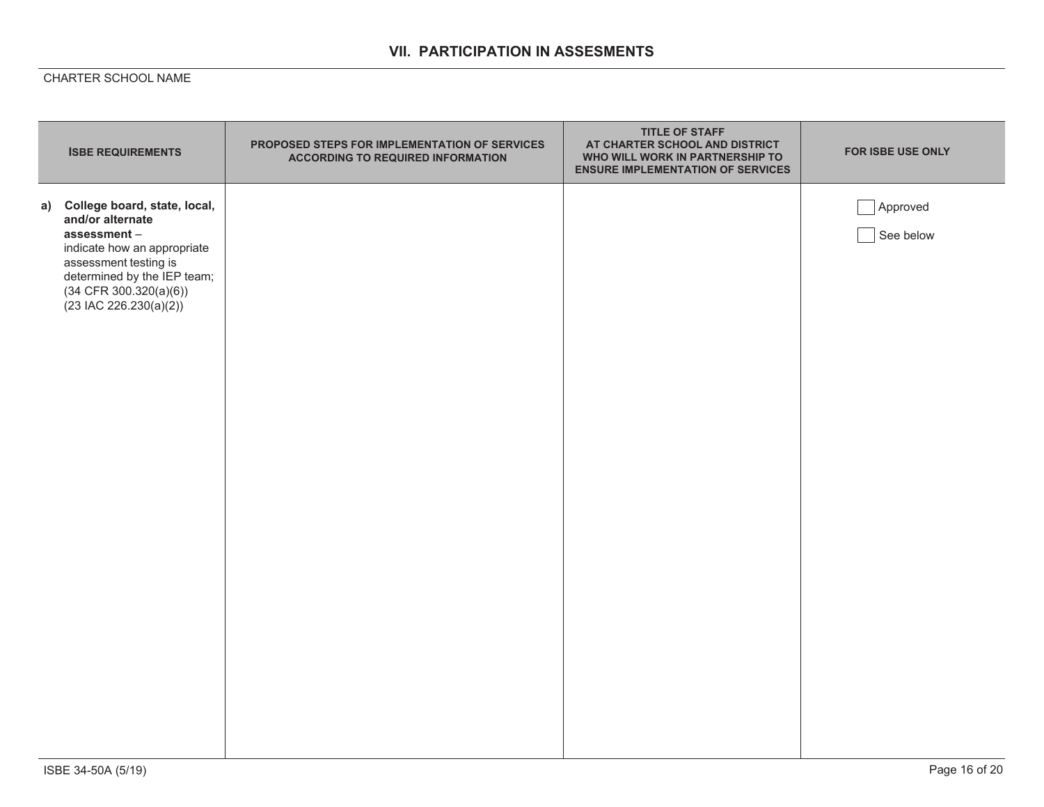## VII. PARTICIPATION IN ASSESMENTS

CHARTER SCHOOL NAME

| ISBE REQUIREMENTS | PROPOSED STEPS FOR IMPLEMENTATION OF SERVICES ACCORDING TO REQUIRED INFORMATION | TITLE OF STAFF AT CHARTER SCHOOL AND DISTRICT WHO WILL WORK IN PARTNERSHIP TO ENSURE IMPLEMENTATION OF SERVICES | FOR ISBE USE ONLY |
|---|---|---|---|
| a) **College board, state, local, and/or alternate assessment** – indicate how an appropriate assessment testing is determined by the IEP team; (34 CFR 300.320(a)(6)) (23 IAC 226.230(a)(2)) | | | ☐ Approved<br>☐ See below |

ISBE 34-50A (5/19)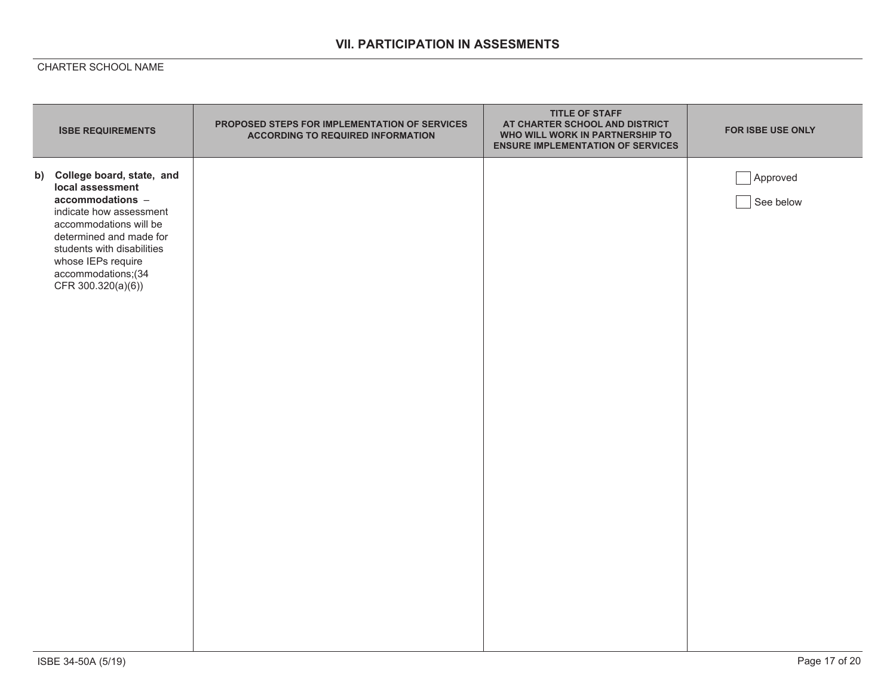## VII. PARTICIPATION IN ASSESMENTS

CHARTER SCHOOL NAME

| ISBE REQUIREMENTS | PROPOSED STEPS FOR IMPLEMENTATION OF SERVICES ACCORDING TO REQUIRED INFORMATION | TITLE OF STAFF AT CHARTER SCHOOL AND DISTRICT WHO WILL WORK IN PARTNERSHIP TO ENSURE IMPLEMENTATION OF SERVICES | FOR ISBE USE ONLY |
|---|---|---|---|
| **b) College board, state, and local assessment accommodations** – indicate how assessment accommodations will be determined and made for students with disabilities whose IEPs require accommodations;(34 CFR 300.320(a)(6)) | | | ☐ Approved<br>☐ See below |

ISBE 34-50A (5/19)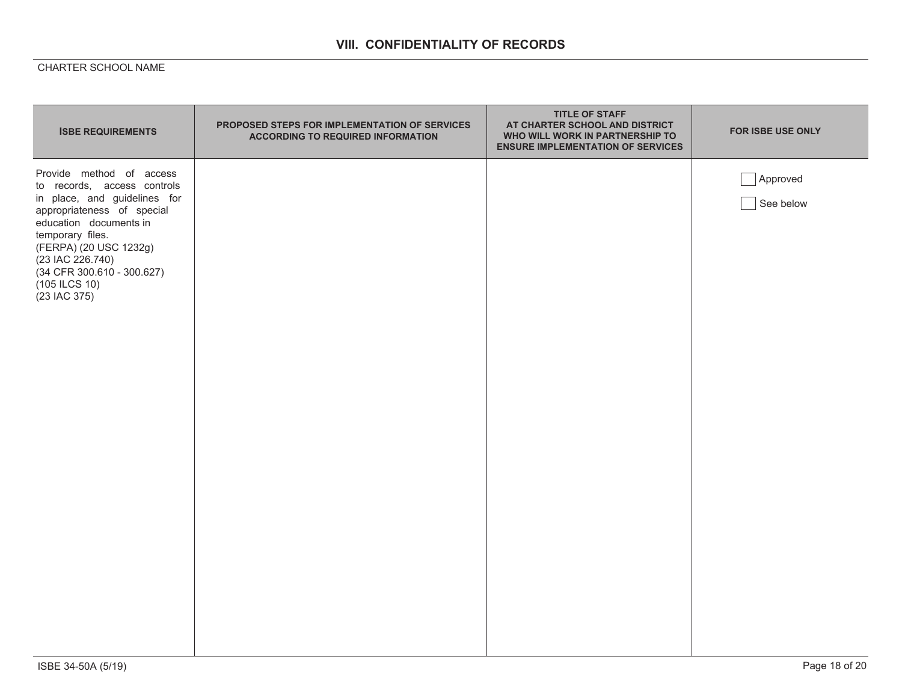## VIII. CONFIDENTIALITY OF RECORDS

CHARTER SCHOOL NAME

| ISBE REQUIREMENTS | PROPOSED STEPS FOR IMPLEMENTATION OF SERVICES ACCORDING TO REQUIRED INFORMATION | TITLE OF STAFF AT CHARTER SCHOOL AND DISTRICT WHO WILL WORK IN PARTNERSHIP TO ENSURE IMPLEMENTATION OF SERVICES | FOR ISBE USE ONLY |
|---|---|---|---|
| Provide method of access to records, access controls in place, and guidelines for appropriateness of special education documents in temporary files.<br>(FERPA) (20 USC 1232g)<br>(23 IAC 226.740)<br>(34 CFR 300.610 - 300.627)<br>(105 ILCS 10)<br>(23 IAC 375) | | | ☐ Approved<br>☐ See below |

ISBE 34-50A (5/19)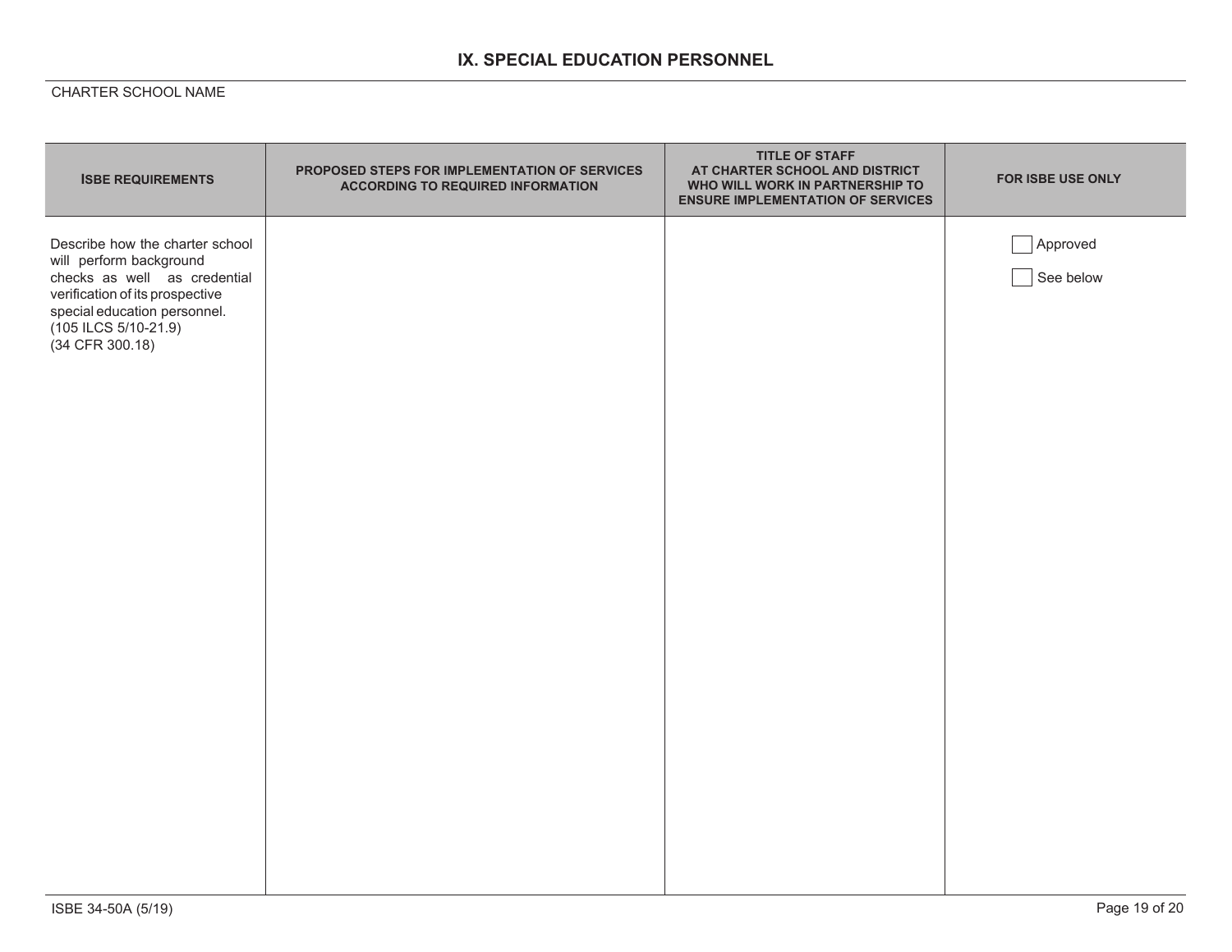## IX. SPECIAL EDUCATION PERSONNEL

CHARTER SCHOOL NAME

| ISBE REQUIREMENTS | PROPOSED STEPS FOR IMPLEMENTATION OF SERVICES ACCORDING TO REQUIRED INFORMATION | TITLE OF STAFF AT CHARTER SCHOOL AND DISTRICT WHO WILL WORK IN PARTNERSHIP TO ENSURE IMPLEMENTATION OF SERVICES | FOR ISBE USE ONLY |
| --- | --- | --- | --- |
| Describe how the charter school will perform background checks as well as credential verification of its prospective special education personnel. (105 ILCS 5/10-21.9) (34 CFR 300.18) | | | ☐ Approved<br>☐ See below |

ISBE 34-50A (5/19)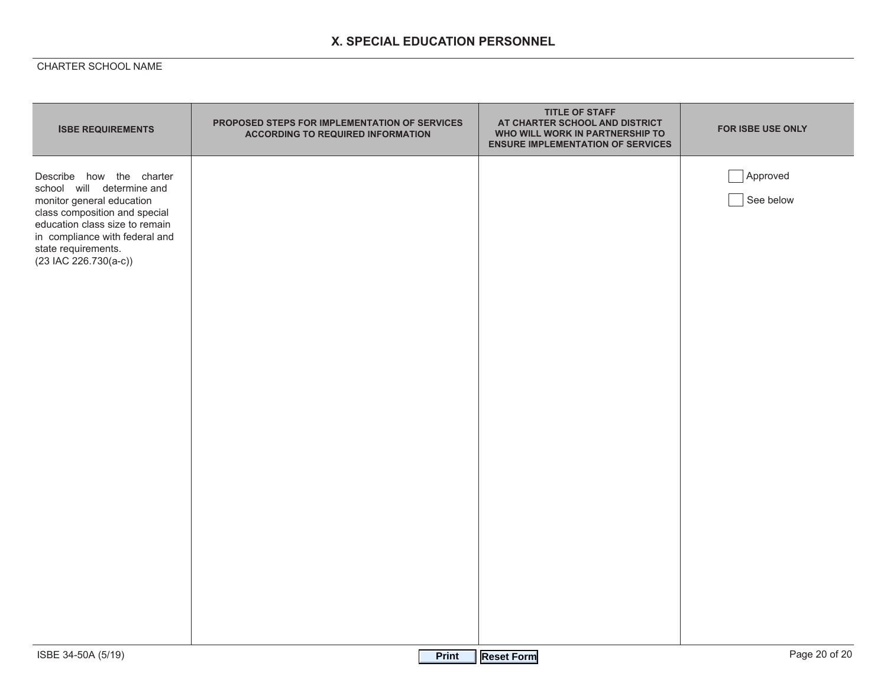## X. SPECIAL EDUCATION PERSONNEL

CHARTER SCHOOL NAME

| ISBE REQUIREMENTS | PROPOSED STEPS FOR IMPLEMENTATION OF SERVICES ACCORDING TO REQUIRED INFORMATION | TITLE OF STAFF AT CHARTER SCHOOL AND DISTRICT WHO WILL WORK IN PARTNERSHIP TO ENSURE IMPLEMENTATION OF SERVICES | FOR ISBE USE ONLY |
|---|---|---|---|
| Describe how the charter school will determine and monitor general education class composition and special education class size to remain in compliance with federal and state requirements. (23 IAC 226.730(a-c)) | | | ☐ Approved<br>☐ See below |

ISBE 34-50A (5/19)

Print Reset Form